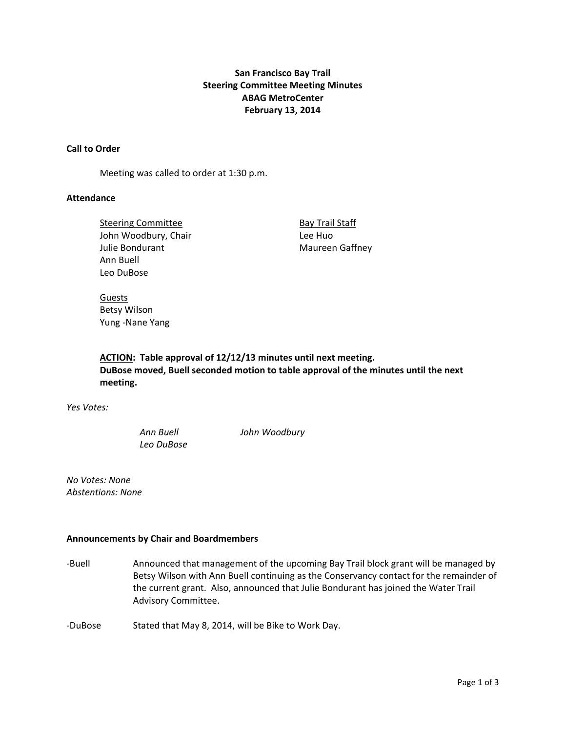# San Francisco Bay Trail
## Steering Committee Meeting Minutes
## ABAG MetroCenter
## February 13, 2014

### Call to Order

Meeting was called to order at 1:30 p.m.

### Attendance

| Steering Committee | Bay Trail Staff |
|---|---|
| John Woodbury, Chair | Lee Huo |
| Julie Bondurant | Maureen Gaffney |
| Ann Buell | |
| Leo DuBose | |

Guests
Betsy Wilson
Yung -Nane Yang

**ACTION: Table approval of 12/12/13 minutes until next meeting.**
**DuBose moved, Buell seconded motion to table approval of the minutes until the next meeting.**

*Yes Votes:*

*Ann Buell*
*Leo DuBose*
*John Woodbury*

*No Votes: None*
*Abstentions: None*

### Announcements by Chair and Boardmembers

- Buell — Announced that management of the upcoming Bay Trail block grant will be managed by Betsy Wilson with Ann Buell continuing as the Conservancy contact for the remainder of the current grant. Also, announced that Julie Bondurant has joined the Water Trail Advisory Committee.
- DuBose — Stated that May 8, 2014, will be Bike to Work Day.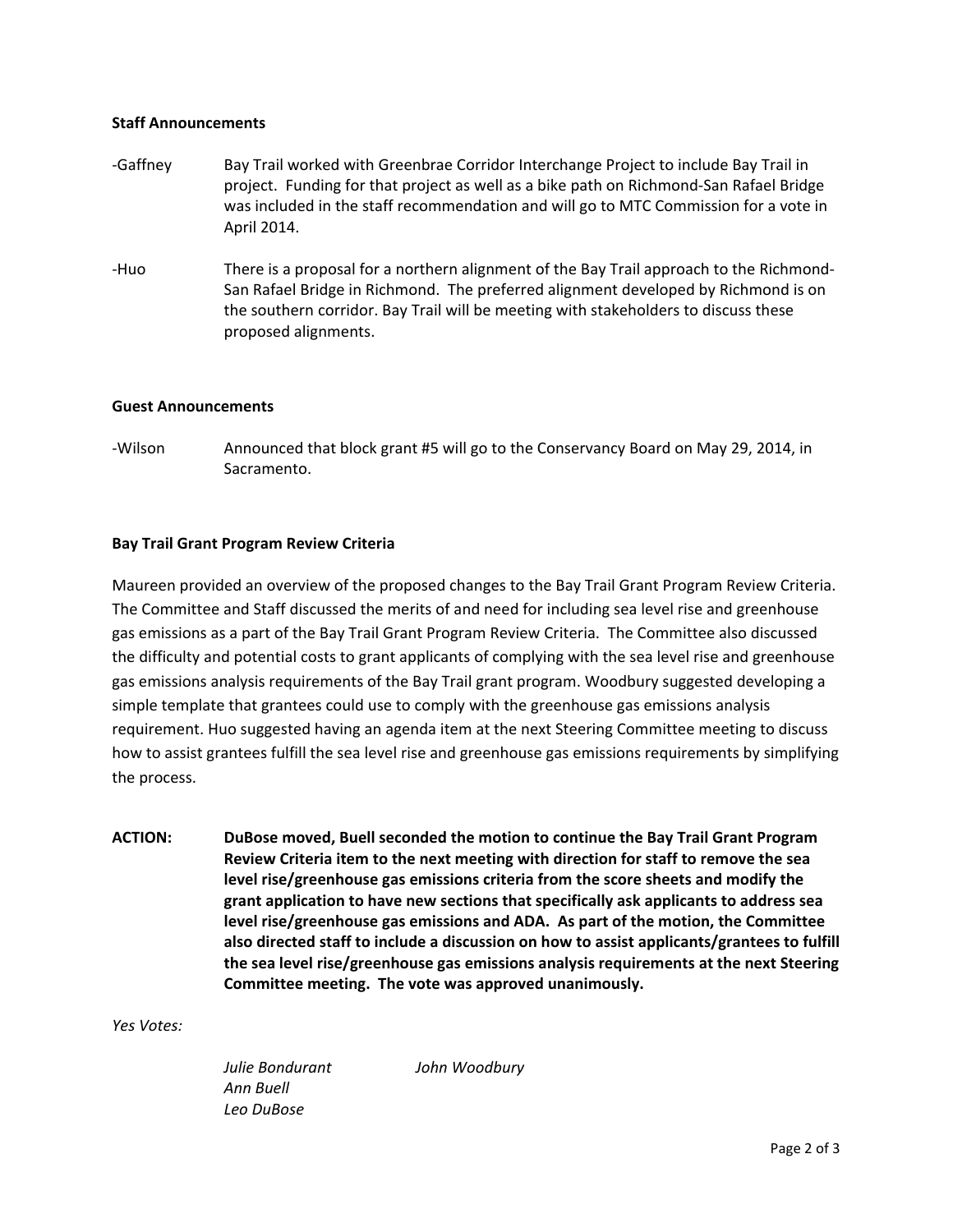**Staff Announcements**

-Gaffney Bay Trail worked with Greenbrae Corridor Interchange Project to include Bay Trail in project. Funding for that project as well as a bike path on Richmond-San Rafael Bridge was included in the staff recommendation and will go to MTC Commission for a vote in April 2014.

-Huo There is a proposal for a northern alignment of the Bay Trail approach to the Richmond-San Rafael Bridge in Richmond. The preferred alignment developed by Richmond is on the southern corridor. Bay Trail will be meeting with stakeholders to discuss these proposed alignments.

**Guest Announcements**

-Wilson Announced that block grant #5 will go to the Conservancy Board on May 29, 2014, in Sacramento.

**Bay Trail Grant Program Review Criteria**

Maureen provided an overview of the proposed changes to the Bay Trail Grant Program Review Criteria. The Committee and Staff discussed the merits of and need for including sea level rise and greenhouse gas emissions as a part of the Bay Trail Grant Program Review Criteria. The Committee also discussed the difficulty and potential costs to grant applicants of complying with the sea level rise and greenhouse gas emissions analysis requirements of the Bay Trail grant program. Woodbury suggested developing a simple template that grantees could use to comply with the greenhouse gas emissions analysis requirement. Huo suggested having an agenda item at the next Steering Committee meeting to discuss how to assist grantees fulfill the sea level rise and greenhouse gas emissions requirements by simplifying the process.

**ACTION: DuBose moved, Buell seconded the motion to continue the Bay Trail Grant Program Review Criteria item to the next meeting with direction for staff to remove the sea level rise/greenhouse gas emissions criteria from the score sheets and modify the grant application to have new sections that specifically ask applicants to address sea level rise/greenhouse gas emissions and ADA. As part of the motion, the Committee also directed staff to include a discussion on how to assist applicants/grantees to fulfill the sea level rise/greenhouse gas emissions analysis requirements at the next Steering Committee meeting. The vote was approved unanimously.**

*Yes Votes:*

*Julie Bondurant*
*Ann Buell*
*Leo DuBose*
*John Woodbury*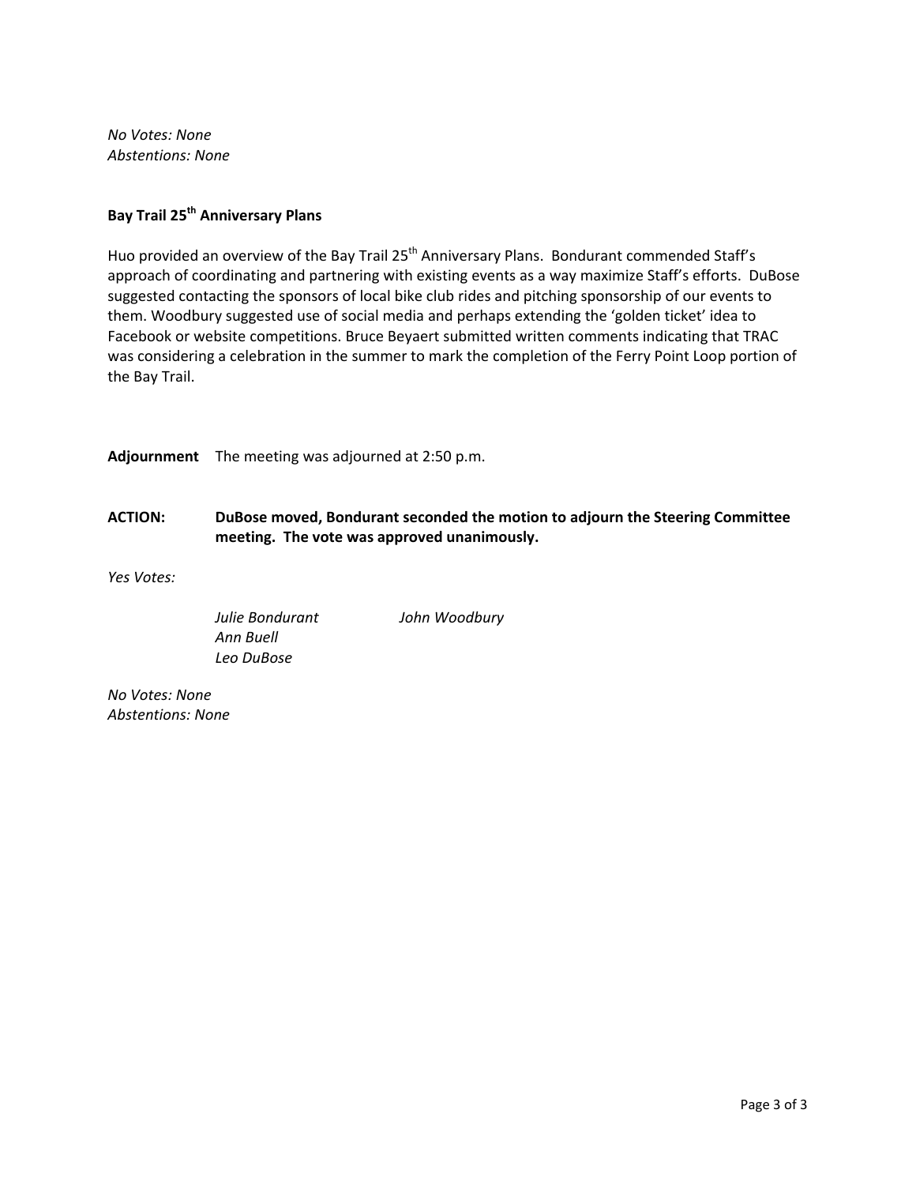*No Votes: None*
*Abstentions: None*

**Bay Trail 25th Anniversary Plans**

Huo provided an overview of the Bay Trail 25th Anniversary Plans. Bondurant commended Staff's approach of coordinating and partnering with existing events as a way maximize Staff's efforts. DuBose suggested contacting the sponsors of local bike club rides and pitching sponsorship of our events to them. Woodbury suggested use of social media and perhaps extending the 'golden ticket' idea to Facebook or website competitions. Bruce Beyaert submitted written comments indicating that TRAC was considering a celebration in the summer to mark the completion of the Ferry Point Loop portion of the Bay Trail.

**Adjournment** The meeting was adjourned at 2:50 p.m.

**ACTION: DuBose moved, Bondurant seconded the motion to adjourn the Steering Committee meeting. The vote was approved unanimously.**

*Yes Votes:*

*Julie Bondurant*
*Ann Buell*
*Leo DuBose*
*John Woodbury*

*No Votes: None*
*Abstentions: None*